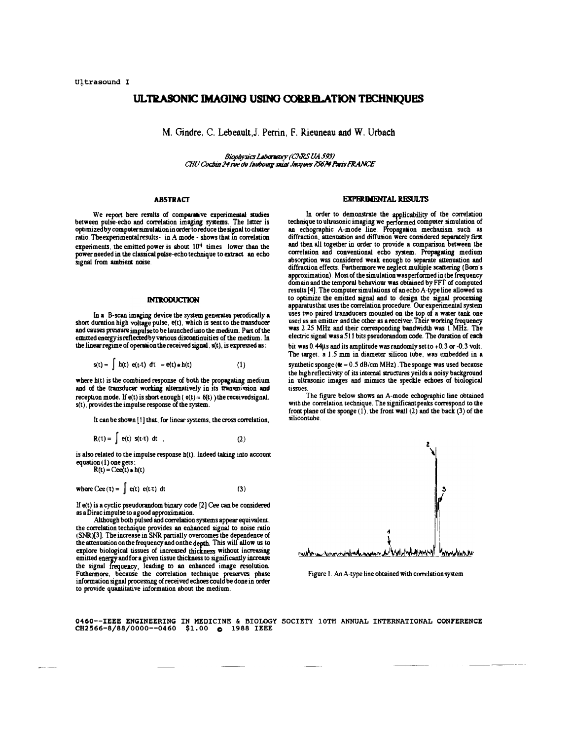Ultrasound I

# ULTRASONIC IMAGING USING CORRELATION TECHNIQUES

M. Gindre, C. Lebeault, J. Perrin, F. Rieuneau and W. Urbach

*Biophysics Laboratory (CNRS UA 593)*
*CHU Cochin 24 rue du faubourg saint Jacques 75674 Paris FRANCE*

## ABSTRACT

We report here results of comparative experimental studies between pulse-echo and correlation imaging systems. The latter is optimized by computer simulation in order to reduce the signal to clutter ratio. The experimental results - in A mode - shows that in correlation experiments, the emitted power is about $10^4$ times lower than the power needed in the classical pulse-echo technique to extract an echo signal from ambient noise.

## INTRODUCTION

In a B-scan imaging device the system generates periodically a short duration high voltage pulse, e(t), which is sent to the transducer and causes pressure impulse to be launched into the medium. Part of the emitted energy is reflected by various discontinuities of the medium. In the linear regime of operation the received signal, s(t), is expressed as:

$$s(t) = \int h(t)\ e(t-\tau)\ d\tau\ = e(t) * h(t) \qquad (1)$$

where h(t) is the combined response of both the propagating medium and of the transducer working alternatively in its transmission and reception mode. If e(t) is short enough ( $e(t) \approx \delta(t)$ ) the received signal, s(t), provides the impulse response of the system.

It can be shown [1] that, for linear systems, the cross correlation,

$$R(\tau) = \int e(t)\ s(t-\tau)\ dt\ , \qquad (2)$$

is also related to the impulse response h(t). Indeed taking into account equation (1) one gets:

$$R(t) = Cee(t) * h(t)$$

$$\text{where } Cee(\tau) = \int e(t)\ e(t-\tau)\ dt \qquad (3)$$

If e(t) is a cyclic pseudorandom binary code [2] Cee can be considered as a Dirac impulse to a good approximation.

Although both pulsed and correlation systems appear equivalent, the correlation technique provides an enhanced signal to noise ratio (SNR)[3]. The increase in SNR partially overcomes the dependence of the attenuation on the frequency and on the depth. This will allow us to explore biological tissues of increased thickness without increasing emitted energy and for a given tissue thickness to significantly increase the signal frequency, leading to an enhanced image resolution. Futhermore, because the correlation technique preserves phase information signal processing of received echoes could be done in order to provide quantitative information about the medium.

## EXPERIMENTAL RESULTS

In order to demonstrate the applicability of the correlation technique to ultrasonic imaging we performed computer simulation of an echographic A-mode line. Propagation mechanism such as diffraction, attenuation and diffusion were considered separately first and then all together in order to provide a comparison between the correlation and conventional echo system. Propagating medium absorption was considered weak enough to separate attenuation and diffraction effects. Furthermore we neglect multiple scattering (Born's approximation). Most of the simulation was performed in the frequency domain and the temporal behaviour was obtained by FFT of computed results [4]. The computer simulations of an echo A-type line allowed us to optimize the emitted signal and to design the signal processing apparatus that uses the correlation procedure. Our experimental system uses two paired transducers mounted on the top of a water tank one used as an emitter and the other as a receiver. Their working frequency was 2.25 MHz and their corresponding bandwidth was 1 MHz. The electric signal was a 511 bits pseudorandom code. The duration of each bit was 0.44μs and its amplitude was randomly set to +0.3 or -0.3 volt. The target, a 1.5 mm in diameter silicon tube, was embedded in a synthetic sponge ($\alpha$ = 0.5 dB/cm MHz). The sponge was used because the high reflectivity of its internal structures yeilds a noisy background in ultrasonic images and mimics the speckle echoes of biological tissues.

The figure below shows an A-mode echographic line obtained with the correlation technique. The significant peaks correspond to the front plane of the sponge (1), the front wall (2) and the back (3) of the silicontube.

Figure 1. An A-type line obtained with correlation system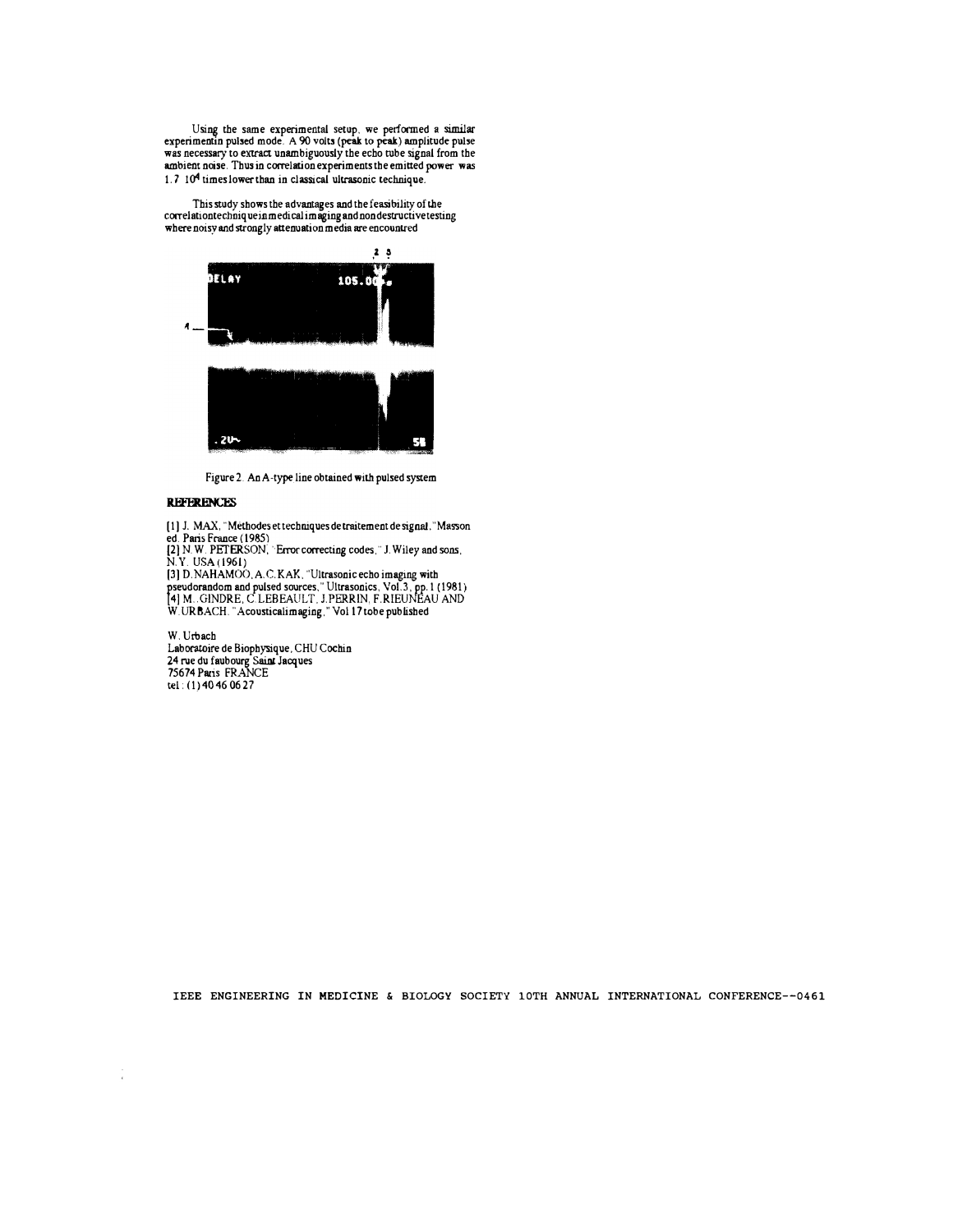Using the same experimental setup, we performed a similar experimentin pulsed mode. A 90 volts (peak to peak) amplitude pulse was necessary to extract unambiguously the echo tube signal from the ambient noise. Thus in correlation experiments the emitted power was $1.7\ 10^4$ times lower than in classical ultrasonic technique.

This study shows the advantages and the feasibility of the correlationtechniqueinmedicalimagingandnondestructivetesting where noisy and strongly attenuation media are encountred

DELAY

105.00

1

2 3

.2V

5B

Figure 2. An A-type line obtained with pulsed system

## REFERENCES

[1] J. MAX, "Méthodes et techniques de traitement de signal," Masson ed. Paris France (1985)
[2] N.W. PETERSON, "Error correcting codes," J.Wiley and sons, N.Y. USA (1961)
[3] D.NAHAMOO, A.C.KAK, "Ultrasonic echo imaging with pseudorandom and pulsed sources," Ultrasonics, Vol.3, pp.1 (1981)
[4] M. GINDRE, C.LEBEAULT, J.PERRIN, F.RIEUNEAU AND W.URBACH. "Acousticalimaging," Vol 17 tobe published

W. Urbach
Laboratoire de Biophysique, CHU Cochin
24 rue du faubourg Saint Jacques
75674 Paris FRANCE
tel : (1) 40 46 06 27